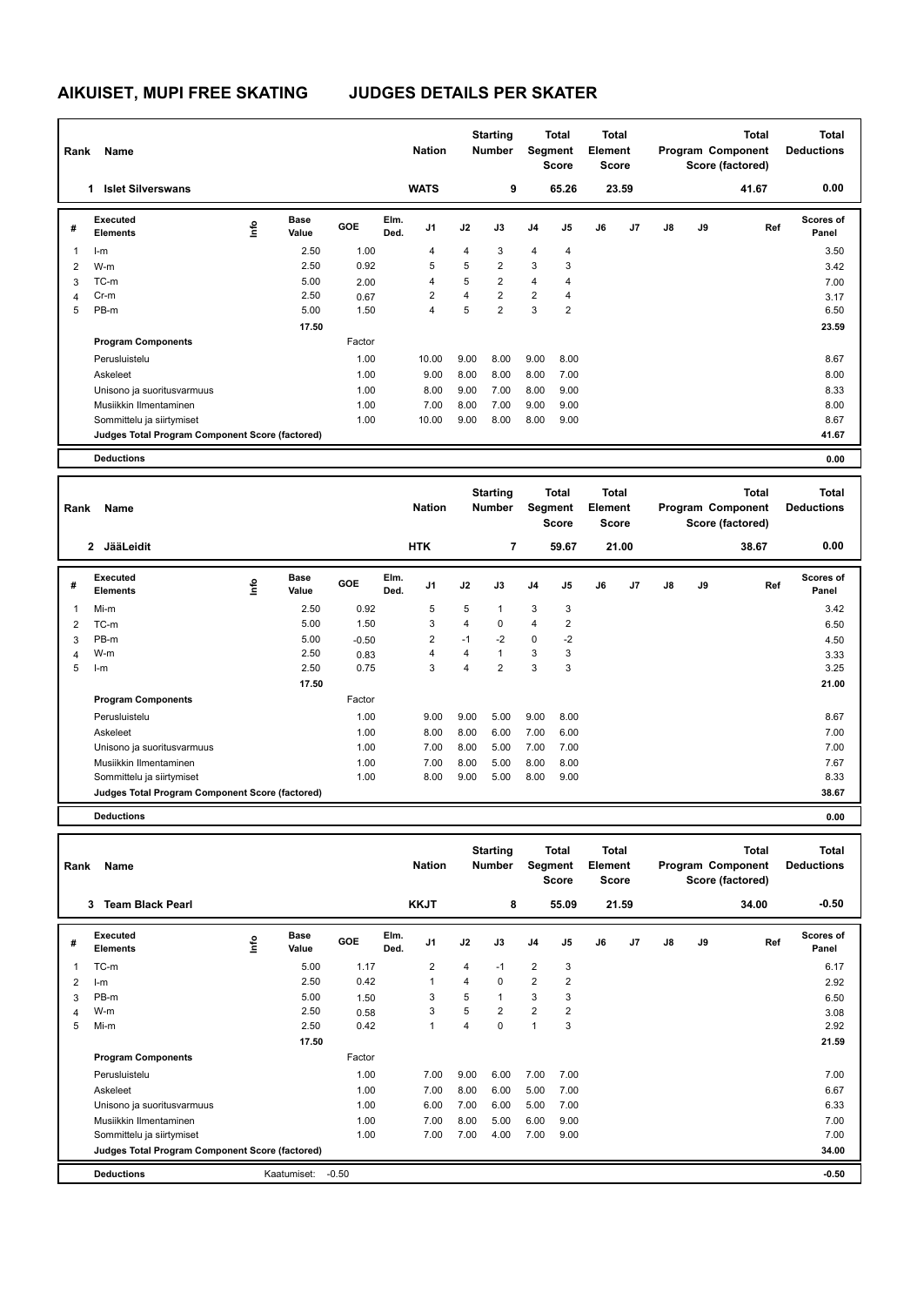# AIKUISET, MUPI FREE SKATING JUDGES DETAILS PER SKATER

| Rank | Name | Nation | Starting Number | Total Segment Score | Total Element Score | Total Program Component Score (factored) | Total Deductions |
|---|---|---|---|---|---|---|---|
| 1 | Islet Silverswans | WATS | 9 | 65.26 | 23.59 | 41.67 | 0.00 |

| # | Executed Elements | Info | Base Value | GOE | Elm. Ded. | J1 | J2 | J3 | J4 | J5 | J6 | J7 | J8 | J9 | Ref | Scores of Panel |
|---|---|---|---|---|---|---|---|---|---|---|---|---|---|---|---|---|
| 1 | I-m | | 2.50 | 1.00 | | 4 | 4 | 3 | 4 | 4 | | | | | | 3.50 |
| 2 | W-m | | 2.50 | 0.92 | | 5 | 5 | 2 | 3 | 3 | | | | | | 3.42 |
| 3 | TC-m | | 5.00 | 2.00 | | 4 | 5 | 2 | 4 | 4 | | | | | | 7.00 |
| 4 | Cr-m | | 2.50 | 0.67 | | 2 | 4 | 2 | 2 | 4 | | | | | | 3.17 |
| 5 | PB-m | | 5.00 | 1.50 | | 4 | 5 | 2 | 3 | 2 | | | | | | 6.50 |
| | | | 17.50 | | | | | | | | | | | | | 23.59 |

| Program Components | Factor | J1 | J2 | J3 | J4 | J5 | Scores of Panel |
|---|---|---|---|---|---|---|---|
| Perusluistelu | 1.00 | 10.00 | 9.00 | 8.00 | 9.00 | 8.00 | 8.67 |
| Askeleet | 1.00 | 9.00 | 8.00 | 8.00 | 8.00 | 7.00 | 8.00 |
| Unisono ja suoritusvarmuus | 1.00 | 8.00 | 9.00 | 7.00 | 8.00 | 9.00 | 8.33 |
| Musiikkin Ilmentaminen | 1.00 | 7.00 | 8.00 | 7.00 | 9.00 | 9.00 | 8.00 |
| Sommittelu ja siirtymiset | 1.00 | 10.00 | 9.00 | 8.00 | 8.00 | 9.00 | 8.67 |
| Judges Total Program Component Score (factored) | | | | | | | 41.67 |

**Deductions** 0.00

| Rank | Name | Nation | Starting Number | Total Segment Score | Total Element Score | Total Program Component Score (factored) | Total Deductions |
|---|---|---|---|---|---|---|---|
| 2 | JääLeidit | HTK | 7 | 59.67 | 21.00 | 38.67 | 0.00 |

| # | Executed Elements | Info | Base Value | GOE | Elm. Ded. | J1 | J2 | J3 | J4 | J5 | J6 | J7 | J8 | J9 | Ref | Scores of Panel |
|---|---|---|---|---|---|---|---|---|---|---|---|---|---|---|---|---|
| 1 | Mi-m | | 2.50 | 0.92 | | 5 | 5 | 1 | 3 | 3 | | | | | | 3.42 |
| 2 | TC-m | | 5.00 | 1.50 | | 3 | 4 | 0 | 4 | 2 | | | | | | 6.50 |
| 3 | PB-m | | 5.00 | -0.50 | | 2 | -1 | -2 | 0 | -2 | | | | | | 4.50 |
| 4 | W-m | | 2.50 | 0.83 | | 4 | 4 | 1 | 3 | 3 | | | | | | 3.33 |
| 5 | I-m | | 2.50 | 0.75 | | 3 | 4 | 2 | 3 | 3 | | | | | | 3.25 |
| | | | 17.50 | | | | | | | | | | | | | 21.00 |

| Program Components | Factor | J1 | J2 | J3 | J4 | J5 | Scores of Panel |
|---|---|---|---|---|---|---|---|
| Perusluistelu | 1.00 | 9.00 | 9.00 | 5.00 | 9.00 | 8.00 | 8.67 |
| Askeleet | 1.00 | 8.00 | 8.00 | 6.00 | 7.00 | 6.00 | 7.00 |
| Unisono ja suoritusvarmuus | 1.00 | 7.00 | 8.00 | 5.00 | 7.00 | 7.00 | 7.00 |
| Musiikkin Ilmentaminen | 1.00 | 7.00 | 8.00 | 5.00 | 8.00 | 8.00 | 7.67 |
| Sommittelu ja siirtymiset | 1.00 | 8.00 | 9.00 | 5.00 | 8.00 | 9.00 | 8.33 |
| Judges Total Program Component Score (factored) | | | | | | | 38.67 |

**Deductions** 0.00

| Rank | Name | Nation | Starting Number | Total Segment Score | Total Element Score | Total Program Component Score (factored) | Total Deductions |
|---|---|---|---|---|---|---|---|
| 3 | Team Black Pearl | KKJT | 8 | 55.09 | 21.59 | 34.00 | -0.50 |

| # | Executed Elements | Info | Base Value | GOE | Elm. Ded. | J1 | J2 | J3 | J4 | J5 | J6 | J7 | J8 | J9 | Ref | Scores of Panel |
|---|---|---|---|---|---|---|---|---|---|---|---|---|---|---|---|---|
| 1 | TC-m | | 5.00 | 1.17 | | 2 | 4 | -1 | 2 | 3 | | | | | | 6.17 |
| 2 | I-m | | 2.50 | 0.42 | | 1 | 4 | 0 | 2 | 2 | | | | | | 2.92 |
| 3 | PB-m | | 5.00 | 1.50 | | 3 | 5 | 1 | 3 | 3 | | | | | | 6.50 |
| 4 | W-m | | 2.50 | 0.58 | | 3 | 5 | 2 | 2 | 2 | | | | | | 3.08 |
| 5 | Mi-m | | 2.50 | 0.42 | | 1 | 4 | 0 | 1 | 3 | | | | | | 2.92 |
| | | | 17.50 | | | | | | | | | | | | | 21.59 |

| Program Components | Factor | J1 | J2 | J3 | J4 | J5 | Scores of Panel |
|---|---|---|---|---|---|---|---|
| Perusluistelu | 1.00 | 7.00 | 9.00 | 6.00 | 7.00 | 7.00 | 7.00 |
| Askeleet | 1.00 | 7.00 | 8.00 | 6.00 | 5.00 | 7.00 | 6.67 |
| Unisono ja suoritusvarmuus | 1.00 | 6.00 | 7.00 | 6.00 | 5.00 | 7.00 | 6.33 |
| Musiikkin Ilmentaminen | 1.00 | 7.00 | 8.00 | 5.00 | 6.00 | 9.00 | 7.00 |
| Sommittelu ja siirtymiset | 1.00 | 7.00 | 7.00 | 4.00 | 7.00 | 9.00 | 7.00 |
| Judges Total Program Component Score (factored) | | | | | | | 34.00 |

**Deductions** Kaatumiset: -0.50 — **-0.50**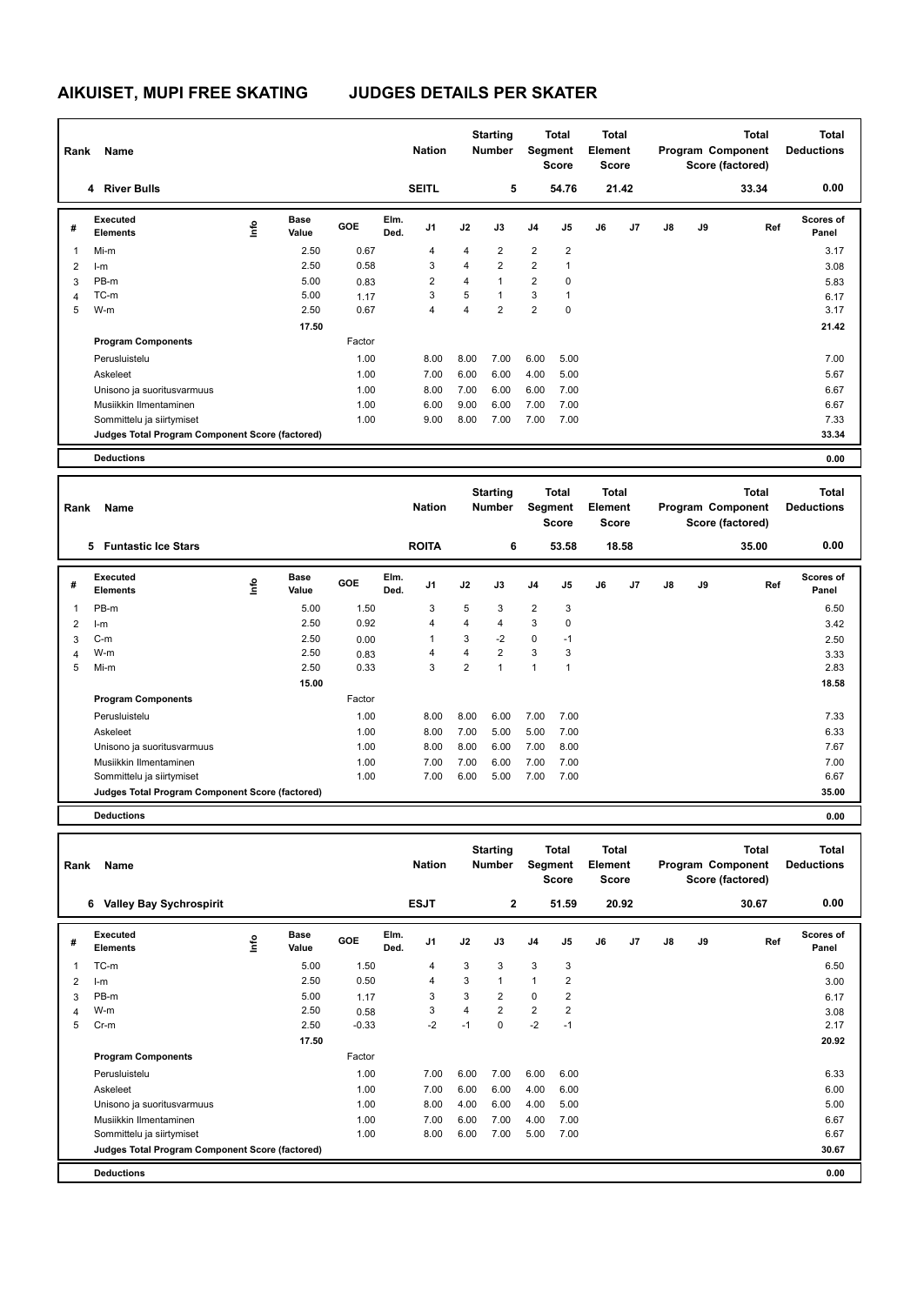# AIKUISET, MUPI FREE SKATING JUDGES DETAILS PER SKATER

| Rank | Name | Nation | Starting Number | Total Segment Score | Total Element Score | Total Program Component Score (factored) | Total Deductions |
|---|---|---|---|---|---|---|---|
| 4 | River Bulls | SEITL | 5 | 54.76 | 21.42 | 33.34 | 0.00 |

| # | Executed Elements | Info | Base Value | GOE | Elm. Ded. | J1 | J2 | J3 | J4 | J5 | J6 | J7 | J8 | J9 | Ref | Scores of Panel |
|---|---|---|---|---|---|---|---|---|---|---|---|---|---|---|---|---|
| 1 | Mi-m | | 2.50 | 0.67 | | 4 | 4 | 2 | 2 | 2 | | | | | | 3.17 |
| 2 | I-m | | 2.50 | 0.58 | | 3 | 4 | 2 | 2 | 1 | | | | | | 3.08 |
| 3 | PB-m | | 5.00 | 0.83 | | 2 | 4 | 1 | 2 | 0 | | | | | | 5.83 |
| 4 | TC-m | | 5.00 | 1.17 | | 3 | 5 | 1 | 3 | 1 | | | | | | 6.17 |
| 5 | W-m | | 2.50 | 0.67 | | 4 | 4 | 2 | 2 | 0 | | | | | | 3.17 |
| | | | 17.50 | | | | | | | | | | | | | 21.42 |

| Program Components | Factor | J1 | J2 | J3 | J4 | J5 | J6 | J7 | J8 | J9 | Scores of Panel |
|---|---|---|---|---|---|---|---|---|---|---|---|
| Perusluistelu | 1.00 | 8.00 | 8.00 | 7.00 | 6.00 | 5.00 | | | | | 7.00 |
| Askeleet | 1.00 | 7.00 | 6.00 | 6.00 | 4.00 | 5.00 | | | | | 5.67 |
| Unisono ja suoritusvarmuus | 1.00 | 8.00 | 7.00 | 6.00 | 6.00 | 7.00 | | | | | 6.67 |
| Musiikkin Ilmentaminen | 1.00 | 6.00 | 9.00 | 6.00 | 7.00 | 7.00 | | | | | 6.67 |
| Sommittelu ja siirtymiset | 1.00 | 9.00 | 8.00 | 7.00 | 7.00 | 7.00 | | | | | 7.33 |
| Judges Total Program Component Score (factored) | | | | | | | | | | | 33.34 |

**Deductions** 0.00

| Rank | Name | Nation | Starting Number | Total Segment Score | Total Element Score | Total Program Component Score (factored) | Total Deductions |
|---|---|---|---|---|---|---|---|
| 5 | Funtastic Ice Stars | ROITA | 6 | 53.58 | 18.58 | 35.00 | 0.00 |

| # | Executed Elements | Info | Base Value | GOE | Elm. Ded. | J1 | J2 | J3 | J4 | J5 | J6 | J7 | J8 | J9 | Ref | Scores of Panel |
|---|---|---|---|---|---|---|---|---|---|---|---|---|---|---|---|---|
| 1 | PB-m | | 5.00 | 1.50 | | 3 | 5 | 3 | 2 | 3 | | | | | | 6.50 |
| 2 | I-m | | 2.50 | 0.92 | | 4 | 4 | 4 | 3 | 0 | | | | | | 3.42 |
| 3 | C-m | | 2.50 | 0.00 | | 1 | 3 | -2 | 0 | -1 | | | | | | 2.50 |
| 4 | W-m | | 2.50 | 0.83 | | 4 | 4 | 2 | 3 | 3 | | | | | | 3.33 |
| 5 | Mi-m | | 2.50 | 0.33 | | 3 | 2 | 1 | 1 | 1 | | | | | | 2.83 |
| | | | 15.00 | | | | | | | | | | | | | 18.58 |

| Program Components | Factor | J1 | J2 | J3 | J4 | J5 | J6 | J7 | J8 | J9 | Scores of Panel |
|---|---|---|---|---|---|---|---|---|---|---|---|
| Perusluistelu | 1.00 | 8.00 | 8.00 | 6.00 | 7.00 | 7.00 | | | | | 7.33 |
| Askeleet | 1.00 | 8.00 | 7.00 | 5.00 | 5.00 | 7.00 | | | | | 6.33 |
| Unisono ja suoritusvarmuus | 1.00 | 8.00 | 8.00 | 6.00 | 7.00 | 8.00 | | | | | 7.67 |
| Musiikkin Ilmentaminen | 1.00 | 7.00 | 7.00 | 6.00 | 7.00 | 7.00 | | | | | 7.00 |
| Sommittelu ja siirtymiset | 1.00 | 7.00 | 6.00 | 5.00 | 7.00 | 7.00 | | | | | 6.67 |
| Judges Total Program Component Score (factored) | | | | | | | | | | | 35.00 |

**Deductions** 0.00

| Rank | Name | Nation | Starting Number | Total Segment Score | Total Element Score | Total Program Component Score (factored) | Total Deductions |
|---|---|---|---|---|---|---|---|
| 6 | Valley Bay Sychrospirit | ESJT | 2 | 51.59 | 20.92 | 30.67 | 0.00 |

| # | Executed Elements | Info | Base Value | GOE | Elm. Ded. | J1 | J2 | J3 | J4 | J5 | J6 | J7 | J8 | J9 | Ref | Scores of Panel |
|---|---|---|---|---|---|---|---|---|---|---|---|---|---|---|---|---|
| 1 | TC-m | | 5.00 | 1.50 | | 4 | 3 | 3 | 3 | 3 | | | | | | 6.50 |
| 2 | I-m | | 2.50 | 0.50 | | 4 | 3 | 1 | 1 | 2 | | | | | | 3.00 |
| 3 | PB-m | | 5.00 | 1.17 | | 3 | 3 | 2 | 0 | 2 | | | | | | 6.17 |
| 4 | W-m | | 2.50 | 0.58 | | 3 | 4 | 2 | 2 | 2 | | | | | | 3.08 |
| 5 | Cr-m | | 2.50 | -0.33 | | -2 | -1 | 0 | -2 | -1 | | | | | | 2.17 |
| | | | 17.50 | | | | | | | | | | | | | 20.92 |

| Program Components | Factor | J1 | J2 | J3 | J4 | J5 | J6 | J7 | J8 | J9 | Scores of Panel |
|---|---|---|---|---|---|---|---|---|---|---|---|
| Perusluistelu | 1.00 | 7.00 | 6.00 | 7.00 | 6.00 | 6.00 | | | | | 6.33 |
| Askeleet | 1.00 | 7.00 | 6.00 | 6.00 | 4.00 | 6.00 | | | | | 6.00 |
| Unisono ja suoritusvarmuus | 1.00 | 8.00 | 4.00 | 6.00 | 4.00 | 5.00 | | | | | 5.00 |
| Musiikkin Ilmentaminen | 1.00 | 7.00 | 6.00 | 7.00 | 4.00 | 7.00 | | | | | 6.67 |
| Sommittelu ja siirtymiset | 1.00 | 8.00 | 6.00 | 7.00 | 5.00 | 7.00 | | | | | 6.67 |
| Judges Total Program Component Score (factored) | | | | | | | | | | | 30.67 |

**Deductions** 0.00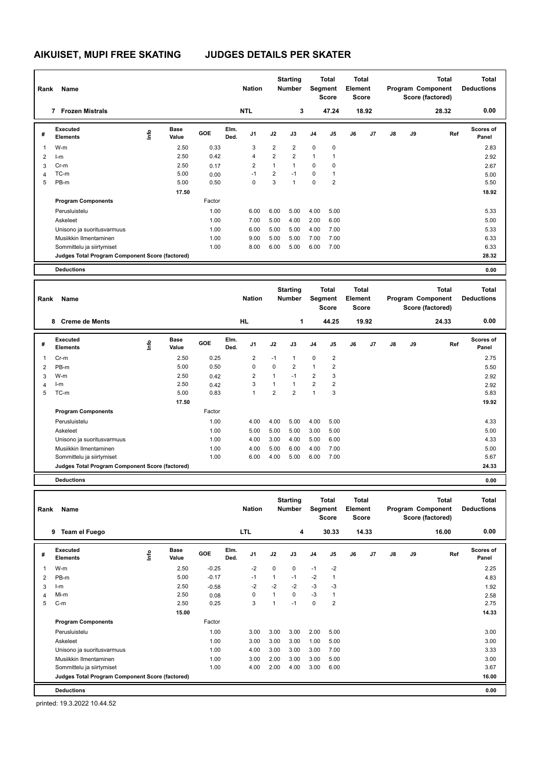# AIKUISET, MUPI FREE SKATING JUDGES DETAILS PER SKATER

| Rank | Name | Nation | Starting Number | Total Segment Score | Total Element Score | Total Program Component Score (factored) | Total Deductions |
|---|---|---|---|---|---|---|---|
| 7 | Frozen Mistrals | NTL | 3 | 47.24 | 18.92 | 28.32 | 0.00 |

| # | Executed Elements | Info | Base Value | GOE | Elm. Ded. | J1 | J2 | J3 | J4 | J5 | J6 | J7 | J8 | J9 | Ref | Scores of Panel |
|---|---|---|---|---|---|---|---|---|---|---|---|---|---|---|---|---|
| 1 | W-m | | 2.50 | 0.33 | | 3 | 2 | 2 | 0 | 0 | | | | | | 2.83 |
| 2 | I-m | | 2.50 | 0.42 | | 4 | 2 | 2 | 1 | 1 | | | | | | 2.92 |
| 3 | Cr-m | | 2.50 | 0.17 | | 2 | 1 | 1 | 0 | 0 | | | | | | 2.67 |
| 4 | TC-m | | 5.00 | 0.00 | | -1 | 2 | -1 | 0 | 1 | | | | | | 5.00 |
| 5 | PB-m | | 5.00 | 0.50 | | 0 | 3 | 1 | 0 | 2 | | | | | | 5.50 |
| | | | 17.50 | | | | | | | | | | | | | 18.92 |
| | **Program Components** | | | Factor | | | | | | | | | | | | |
| | Perusluistelu | | | 1.00 | | 6.00 | 6.00 | 5.00 | 4.00 | 5.00 | | | | | | 5.33 |
| | Askeleet | | | 1.00 | | 7.00 | 5.00 | 4.00 | 2.00 | 6.00 | | | | | | 5.00 |
| | Unisono ja suoritusvarmuus | | | 1.00 | | 6.00 | 5.00 | 5.00 | 4.00 | 7.00 | | | | | | 5.33 |
| | Musiikkin Ilmentaminen | | | 1.00 | | 9.00 | 5.00 | 5.00 | 7.00 | 7.00 | | | | | | 6.33 |
| | Sommittelu ja siirtymiset | | | 1.00 | | 8.00 | 6.00 | 5.00 | 6.00 | 7.00 | | | | | | 6.33 |
| | **Judges Total Program Component Score (factored)** | | | | | | | | | | | | | | | 28.32 |
| | **Deductions** | | | | | | | | | | | | | | | 0.00 |

| Rank | Name | Nation | Starting Number | Total Segment Score | Total Element Score | Total Program Component Score (factored) | Total Deductions |
|---|---|---|---|---|---|---|---|
| 8 | Creme de Ments | HL | 1 | 44.25 | 19.92 | 24.33 | 0.00 |

| # | Executed Elements | Info | Base Value | GOE | Elm. Ded. | J1 | J2 | J3 | J4 | J5 | J6 | J7 | J8 | J9 | Ref | Scores of Panel |
|---|---|---|---|---|---|---|---|---|---|---|---|---|---|---|---|---|
| 1 | Cr-m | | 2.50 | 0.25 | | 2 | -1 | 1 | 0 | 2 | | | | | | 2.75 |
| 2 | PB-m | | 5.00 | 0.50 | | 0 | 0 | 2 | 1 | 2 | | | | | | 5.50 |
| 3 | W-m | | 2.50 | 0.42 | | 2 | 1 | -1 | 2 | 3 | | | | | | 2.92 |
| 4 | I-m | | 2.50 | 0.42 | | 3 | 1 | 1 | 2 | 2 | | | | | | 2.92 |
| 5 | TC-m | | 5.00 | 0.83 | | 1 | 2 | 2 | 1 | 3 | | | | | | 5.83 |
| | | | 17.50 | | | | | | | | | | | | | 19.92 |
| | **Program Components** | | | Factor | | | | | | | | | | | | |
| | Perusluistelu | | | 1.00 | | 4.00 | 4.00 | 5.00 | 4.00 | 5.00 | | | | | | 4.33 |
| | Askeleet | | | 1.00 | | 5.00 | 5.00 | 5.00 | 3.00 | 5.00 | | | | | | 5.00 |
| | Unisono ja suoritusvarmuus | | | 1.00 | | 4.00 | 3.00 | 4.00 | 5.00 | 6.00 | | | | | | 4.33 |
| | Musiikkin Ilmentaminen | | | 1.00 | | 4.00 | 5.00 | 6.00 | 4.00 | 7.00 | | | | | | 5.00 |
| | Sommittelu ja siirtymiset | | | 1.00 | | 6.00 | 4.00 | 5.00 | 6.00 | 7.00 | | | | | | 5.67 |
| | **Judges Total Program Component Score (factored)** | | | | | | | | | | | | | | | 24.33 |
| | **Deductions** | | | | | | | | | | | | | | | 0.00 |

| Rank | Name | Nation | Starting Number | Total Segment Score | Total Element Score | Total Program Component Score (factored) | Total Deductions |
|---|---|---|---|---|---|---|---|
| 9 | Team el Fuego | LTL | 4 | 30.33 | 14.33 | 16.00 | 0.00 |

| # | Executed Elements | Info | Base Value | GOE | Elm. Ded. | J1 | J2 | J3 | J4 | J5 | J6 | J7 | J8 | J9 | Ref | Scores of Panel |
|---|---|---|---|---|---|---|---|---|---|---|---|---|---|---|---|---|
| 1 | W-m | | 2.50 | -0.25 | | -2 | 0 | 0 | -1 | -2 | | | | | | 2.25 |
| 2 | PB-m | | 5.00 | -0.17 | | -1 | 1 | -1 | -2 | 1 | | | | | | 4.83 |
| 3 | I-m | | 2.50 | -0.58 | | -2 | -2 | -2 | -3 | -3 | | | | | | 1.92 |
| 4 | Mi-m | | 2.50 | 0.08 | | 0 | 1 | 0 | -3 | 1 | | | | | | 2.58 |
| 5 | C-m | | 2.50 | 0.25 | | 3 | 1 | -1 | 0 | 2 | | | | | | 2.75 |
| | | | 15.00 | | | | | | | | | | | | | 14.33 |
| | **Program Components** | | | Factor | | | | | | | | | | | | |
| | Perusluistelu | | | 1.00 | | 3.00 | 3.00 | 3.00 | 2.00 | 5.00 | | | | | | 3.00 |
| | Askeleet | | | 1.00 | | 3.00 | 3.00 | 3.00 | 1.00 | 5.00 | | | | | | 3.00 |
| | Unisono ja suoritusvarmuus | | | 1.00 | | 4.00 | 3.00 | 3.00 | 3.00 | 7.00 | | | | | | 3.33 |
| | Musiikkin Ilmentaminen | | | 1.00 | | 3.00 | 2.00 | 3.00 | 3.00 | 5.00 | | | | | | 3.00 |
| | Sommittelu ja siirtymiset | | | 1.00 | | 4.00 | 2.00 | 4.00 | 3.00 | 6.00 | | | | | | 3.67 |
| | **Judges Total Program Component Score (factored)** | | | | | | | | | | | | | | | 16.00 |
| | **Deductions** | | | | | | | | | | | | | | | 0.00 |

printed: 19.3.2022 10.44.52